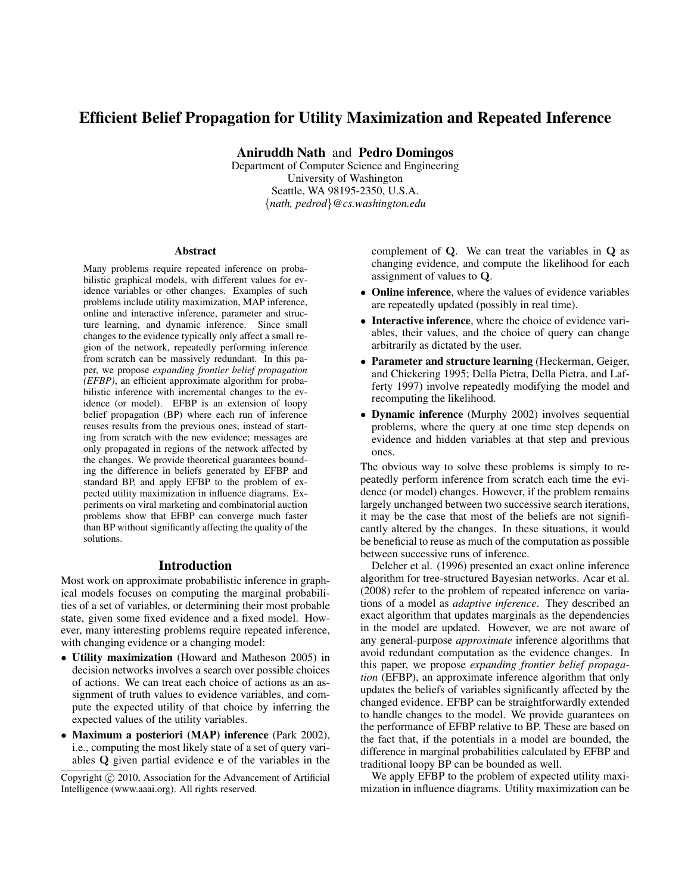# Efficient Belief Propagation for Utility Maximization and Repeated Inference

**Aniruddh Nath** and **Pedro Domingos**
Department of Computer Science and Engineering
University of Washington
Seattle, WA 98195-2350, U.S.A.
{*nath, pedrod*}*@cs.washington.edu*

## Abstract

Many problems require repeated inference on probabilistic graphical models, with different values for evidence variables or other changes. Examples of such problems include utility maximization, MAP inference, online and interactive inference, parameter and structure learning, and dynamic inference. Since small changes to the evidence typically only affect a small region of the network, repeatedly performing inference from scratch can be massively redundant. In this paper, we propose *expanding frontier belief propagation (EFBP)*, an efficient approximate algorithm for probabilistic inference with incremental changes to the evidence (or model). EFBP is an extension of loopy belief propagation (BP) where each run of inference reuses results from the previous ones, instead of starting from scratch with the new evidence; messages are only propagated in regions of the network affected by the changes. We provide theoretical guarantees bounding the difference in beliefs generated by EFBP and standard BP, and apply EFBP to the problem of expected utility maximization in influence diagrams. Experiments on viral marketing and combinatorial auction problems show that EFBP can converge much faster than BP without significantly affecting the quality of the solutions.

## Introduction

Most work on approximate probabilistic inference in graphical models focuses on computing the marginal probabilities of a set of variables, or determining their most probable state, given some fixed evidence and a fixed model. However, many interesting problems require repeated inference, with changing evidence or a changing model:

- **Utility maximization** (Howard and Matheson 2005) in decision networks involves a search over possible choices of actions. We can treat each choice of actions as an assignment of truth values to evidence variables, and compute the expected utility of that choice by inferring the expected values of the utility variables.
- **Maximum a posteriori (MAP) inference** (Park 2002), i.e., computing the most likely state of a set of query variables $\mathbf{Q}$ given partial evidence $\mathbf{e}$ of the variables in the complement of $\mathbf{Q}$. We can treat the variables in $\mathbf{Q}$ as changing evidence, and compute the likelihood for each assignment of values to $\mathbf{Q}$.
- **Online inference**, where the values of evidence variables are repeatedly updated (possibly in real time).
- **Interactive inference**, where the choice of evidence variables, their values, and the choice of query can change arbitrarily as dictated by the user.
- **Parameter and structure learning** (Heckerman, Geiger, and Chickering 1995; Della Pietra, Della Pietra, and Lafferty 1997) involve repeatedly modifying the model and recomputing the likelihood.
- **Dynamic inference** (Murphy 2002) involves sequential problems, where the query at one time step depends on evidence and hidden variables at that step and previous ones.

The obvious way to solve these problems is simply to repeatedly perform inference from scratch each time the evidence (or model) changes. However, if the problem remains largely unchanged between two successive search iterations, it may be the case that most of the beliefs are not significantly altered by the changes. In these situations, it would be beneficial to reuse as much of the computation as possible between successive runs of inference.

Delcher et al. (1996) presented an exact online inference algorithm for tree-structured Bayesian networks. Acar et al. (2008) refer to the problem of repeated inference on variations of a model as *adaptive inference*. They described an exact algorithm that updates marginals as the dependencies in the model are updated. However, we are not aware of any general-purpose *approximate* inference algorithms that avoid redundant computation as the evidence changes. In this paper, we propose *expanding frontier belief propagation* (EFBP), an approximate inference algorithm that only updates the beliefs of variables significantly affected by the changed evidence. EFBP can be straightforwardly extended to handle changes to the model. We provide guarantees on the performance of EFBP relative to BP. These are based on the fact that, if the potentials in a model are bounded, the difference in marginal probabilities calculated by EFBP and traditional loopy BP can be bounded as well.

We apply EFBP to the problem of expected utility maximization in influence diagrams. Utility maximization can be

Copyright © 2010, Association for the Advancement of Artificial Intelligence (www.aaai.org). All rights reserved.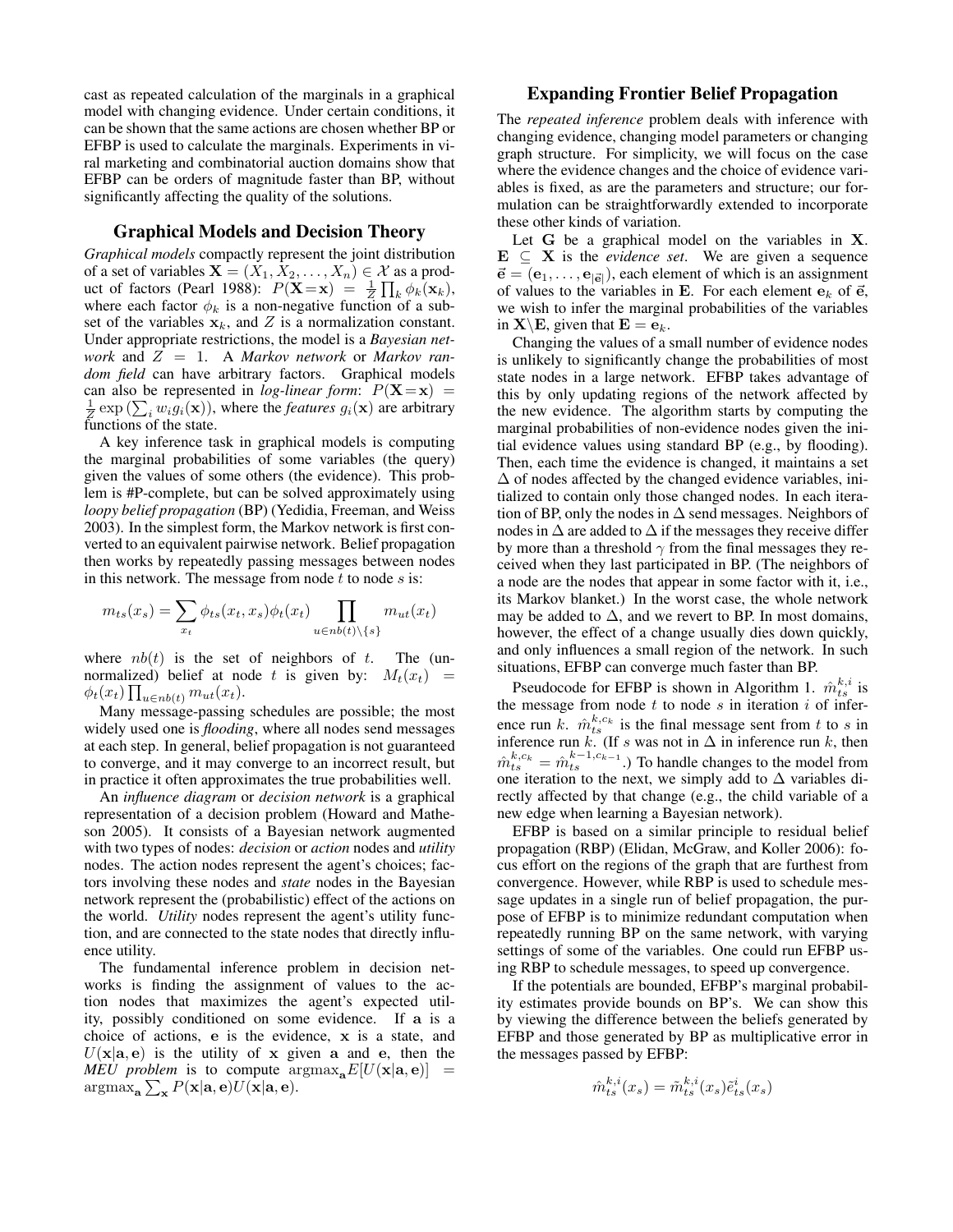cast as repeated calculation of the marginals in a graphical model with changing evidence. Under certain conditions, it can be shown that the same actions are chosen whether BP or EFBP is used to calculate the marginals. Experiments in viral marketing and combinatorial auction domains show that EFBP can be orders of magnitude faster than BP, without significantly affecting the quality of the solutions.

## Graphical Models and Decision Theory

*Graphical models* compactly represent the joint distribution of a set of variables $\mathbf{X} = (X_1, X_2, \ldots, X_n) \in \mathcal{X}$ as a product of factors (Pearl 1988): $P(\mathbf{X}{=}\mathbf{x}) = \frac{1}{Z}\prod_k \phi_k(\mathbf{x}_k)$, where each factor $\phi_k$ is a non-negative function of a subset of the variables $\mathbf{x}_k$, and $Z$ is a normalization constant. Under appropriate restrictions, the model is a *Bayesian network* and $Z = 1$. A *Markov network* or *Markov random field* can have arbitrary factors. Graphical models can also be represented in *log-linear form*: $P(\mathbf{X}{=}\mathbf{x}) = \frac{1}{Z}\exp\left(\sum_i w_i g_i(\mathbf{x})\right)$, where the *features* $g_i(\mathbf{x})$ are arbitrary functions of the state.

A key inference task in graphical models is computing the marginal probabilities of some variables (the query) given the values of some others (the evidence). This problem is #P-complete, but can be solved approximately using *loopy belief propagation* (BP) (Yedidia, Freeman, and Weiss 2003). In the simplest form, the Markov network is first converted to an equivalent pairwise network. Belief propagation then works by repeatedly passing messages between nodes in this network. The message from node $t$ to node $s$ is:

$$m_{ts}(x_s) = \sum_{x_t} \phi_{ts}(x_t, x_s)\phi_t(x_t) \prod_{u \in nb(t)\setminus\{s\}} m_{ut}(x_t)$$

where $nb(t)$ is the set of neighbors of $t$. The (unnormalized) belief at node $t$ is given by: $M_t(x_t) = \phi_t(x_t)\prod_{u\in nb(t)} m_{ut}(x_t)$.

Many message-passing schedules are possible; the most widely used one is *flooding*, where all nodes send messages at each step. In general, belief propagation is not guaranteed to converge, and it may converge to an incorrect result, but in practice it often approximates the true probabilities well.

An *influence diagram* or *decision network* is a graphical representation of a decision problem (Howard and Matheson 2005). It consists of a Bayesian network augmented with two types of nodes: *decision* or *action* nodes and *utility* nodes. The action nodes represent the agent's choices; factors involving these nodes and *state* nodes in the Bayesian network represent the (probabilistic) effect of the actions on the world. *Utility* nodes represent the agent's utility function, and are connected to the state nodes that directly influence utility.

The fundamental inference problem in decision networks is finding the assignment of values to the action nodes that maximizes the agent's expected utility, possibly conditioned on some evidence. If $\mathbf{a}$ is a choice of actions, $\mathbf{e}$ is the evidence, $\mathbf{x}$ is a state, and $U(\mathbf{x}|\mathbf{a}, \mathbf{e})$ is the utility of $\mathbf{x}$ given $\mathbf{a}$ and $\mathbf{e}$, then the ***MEU problem*** is to compute $\text{argmax}_{\mathbf{a}} E[U(\mathbf{x}|\mathbf{a},\mathbf{e})] = \text{argmax}_{\mathbf{a}} \sum_{\mathbf{x}} P(\mathbf{x}|\mathbf{a},\mathbf{e})U(\mathbf{x}|\mathbf{a},\mathbf{e})$.

## Expanding Frontier Belief Propagation

The *repeated inference* problem deals with inference with changing evidence, changing model parameters or changing graph structure. For simplicity, we will focus on the case where the evidence changes and the choice of evidence variables is fixed, as are the parameters and structure; our formulation can be straightforwardly extended to incorporate these other kinds of variation.

Let $\mathbf{G}$ be a graphical model on the variables in $\mathbf{X}$. $\mathbf{E} \subseteq \mathbf{X}$ is the *evidence set*. We are given a sequence $\vec{\mathbf{e}} = (\mathbf{e}_1, \ldots, \mathbf{e}_{|\vec{\mathbf{e}}|})$, each element of which is an assignment of values to the variables in $\mathbf{E}$. For each element $\mathbf{e}_k$ of $\vec{\mathbf{e}}$, we wish to infer the marginal probabilities of the variables in $\mathbf{X}\setminus\mathbf{E}$, given that $\mathbf{E} = \mathbf{e}_k$.

Changing the values of a small number of evidence nodes is unlikely to significantly change the probabilities of most state nodes in a large network. EFBP takes advantage of this by only updating regions of the network affected by the new evidence. The algorithm starts by computing the marginal probabilities of non-evidence nodes given the initial evidence values using standard BP (e.g., by flooding). Then, each time the evidence is changed, it maintains a set $\Delta$ of nodes affected by the changed evidence variables, initialized to contain only those changed nodes. In each iteration of BP, only the nodes in $\Delta$ send messages. Neighbors of nodes in $\Delta$ are added to $\Delta$ if the messages they receive differ by more than a threshold $\gamma$ from the final messages they received when they last participated in BP. (The neighbors of a node are the nodes that appear in some factor with it, i.e., its Markov blanket.) In the worst case, the whole network may be added to $\Delta$, and we revert to BP. In most domains, however, the effect of a change usually dies down quickly, and only influences a small region of the network. In such situations, EFBP can converge much faster than BP.

Pseudocode for EFBP is shown in Algorithm 1. $\hat{m}^{k,i}_{ts}$ is the message from node $t$ to node $s$ in iteration $i$ of inference run $k$. $\hat{m}^{k,c_k}_{ts}$ is the final message sent from $t$ to $s$ in inference run $k$. (If $s$ was not in $\Delta$ in inference run $k$, then $\hat{m}^{k,c_k}_{ts} = \hat{m}^{k-1,c_{k-1}}_{ts}$.) To handle changes to the model from one iteration to the next, we simply add to $\Delta$ variables directly affected by that change (e.g., the child variable of a new edge when learning a Bayesian network).

EFBP is based on a similar principle to residual belief propagation (RBP) (Elidan, McGraw, and Koller 2006): focus effort on the regions of the graph that are furthest from convergence. However, while RBP is used to schedule message updates in a single run of belief propagation, the purpose of EFBP is to minimize redundant computation when repeatedly running BP on the same network, with varying settings of some of the variables. One could run EFBP using RBP to schedule messages, to speed up convergence.

If the potentials are bounded, EFBP's marginal probability estimates provide bounds on BP's. We can show this by viewing the difference between the beliefs generated by EFBP and those generated by BP as multiplicative error in the messages passed by EFBP:

$$\hat{m}^{k,i}_{ts}(x_s) = \tilde{m}^{k,i}_{ts}(x_s)\tilde{e}^{i}_{ts}(x_s)$$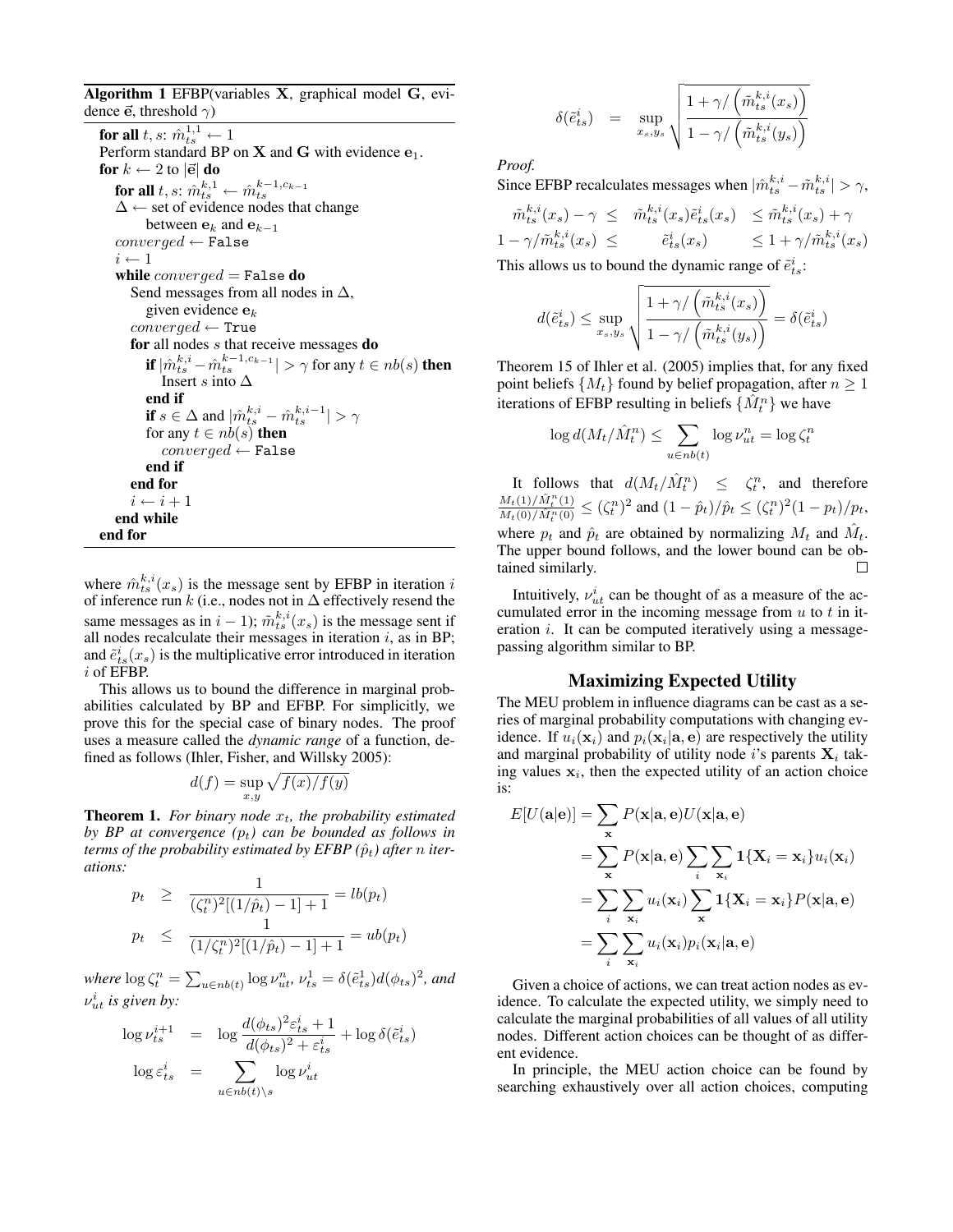**Algorithm 1** EFBP(variables $\mathbf{X}$, graphical model $\mathbf{G}$, evidence $\vec{\mathbf{e}}$, threshold $\gamma$)

```
for all t, s: m̂_ts^{1,1} ← 1
Perform standard BP on X and G with evidence e_1.
for k ← 2 to |ē| do
    for all t, s: m̂_ts^{k,1} ← m̂_ts^{k-1,c_{k-1}}
    Δ ← set of evidence nodes that change
        between e_k and e_{k-1}
    converged ← False
    i ← 1
    while converged = False do
        Send messages from all nodes in Δ,
            given evidence e_k
        converged ← True
        for all nodes s that receive messages do
            if |m̂_ts^{k,i} − m̂_ts^{k-1,c_{k-1}}| > γ for any t ∈ nb(s) then
                Insert s into Δ
            end if
            if s ∈ Δ and |m̂_ts^{k,i} − m̂_ts^{k,i-1}| > γ
            for any t ∈ nb(s) then
                converged ← False
            end if
        end for
        i ← i + 1
    end while
end for
```

where $\hat{m}_{ts}^{k,i}(x_s)$ is the message sent by EFBP in iteration $i$ of inference run $k$ (i.e., nodes not in $\Delta$ effectively resend the same messages as in $i-1$); $\tilde{m}_{ts}^{k,i}(x_s)$ is the message sent if all nodes recalculate their messages in iteration $i$, as in BP; and $\tilde{e}_{ts}^{i}(x_s)$ is the multiplicative error introduced in iteration $i$ of EFBP.

This allows us to bound the difference in marginal probabilities calculated by BP and EFBP. For simplicitly, we prove this for the special case of binary nodes. The proof uses a measure called the *dynamic range* of a function, defined as follows (Ihler, Fisher, and Willsky 2005):

$$d(f) = \sup_{x,y} \sqrt{f(x)/f(y)}$$

**Theorem 1.** *For binary node $x_t$, the probability estimated by BP at convergence ($p_t$) can be bounded as follows in terms of the probability estimated by EFBP ($\hat{p}_t$) after $n$ iterations:*

$$p_t \geq \frac{1}{(\zeta_t^n)^2[(1/\hat{p}_t) - 1] + 1} = lb(p_t)$$
$$p_t \leq \frac{1}{(1/\zeta_t^n)^2[(1/\hat{p}_t) - 1] + 1} = ub(p_t)$$

*where $\log \zeta_t^n = \sum_{u \in nb(t)} \log \nu_{ut}^n$, $\nu_{ts}^1 = \delta(\tilde{e}_{ts}^1) d(\phi_{ts})^2$, and $\nu_{ut}^i$ is given by:*

$$\log \nu_{ts}^{i+1} = \log \frac{d(\phi_{ts})^2 \varepsilon_{ts}^i + 1}{d(\phi_{ts})^2 + \varepsilon_{ts}^i} + \log \delta(\tilde{e}_{ts}^i)$$
$$\log \varepsilon_{ts}^i = \sum_{u \in nb(t) \setminus s} \log \nu_{ut}^i$$

$$\delta(\tilde{e}_{ts}^i) = \sup_{x_s, y_s} \sqrt{\frac{1 + \gamma / \left(\tilde{m}_{ts}^{k,i}(x_s)\right)}{1 - \gamma / \left(\tilde{m}_{ts}^{k,i}(y_s)\right)}}$$

*Proof.*
Since EFBP recalculates messages when $|\hat{m}_{ts}^{k,i} - \tilde{m}_{ts}^{k,i}| > \gamma$,

$$\tilde{m}_{ts}^{k,i}(x_s) - \gamma \leq \tilde{m}_{ts}^{k,i}(x_s)\tilde{e}_{ts}^i(x_s) \leq \tilde{m}_{ts}^{k,i}(x_s) + \gamma$$
$$1 - \gamma/\tilde{m}_{ts}^{k,i}(x_s) \leq \tilde{e}_{ts}^i(x_s) \leq 1 + \gamma/\tilde{m}_{ts}^{k,i}(x_s)$$

This allows us to bound the dynamic range of $\tilde{e}_{ts}^i$:

$$d(\tilde{e}_{ts}^i) \leq \sup_{x_s, y_s} \sqrt{\frac{1 + \gamma / \left(\tilde{m}_{ts}^{k,i}(x_s)\right)}{1 - \gamma / \left(\tilde{m}_{ts}^{k,i}(y_s)\right)}} = \delta(\tilde{e}_{ts}^i)$$

Theorem 15 of Ihler et al. (2005) implies that, for any fixed point beliefs $\{M_t\}$ found by belief propagation, after $n \geq 1$ iterations of EFBP resulting in beliefs $\{\hat{M}_t^n\}$ we have

$$\log d(M_t/\hat{M}_t^n) \leq \sum_{u \in nb(t)} \log \nu_{ut}^n = \log \zeta_t^n$$

It follows that $d(M_t/\hat{M}_t^n) \leq \zeta_t^n$, and therefore $\frac{M_t(1)/\hat{M}_t^n(1)}{M_t(0)/\hat{M}_t^n(0)} \leq (\zeta_t^n)^2$ and $(1-\hat{p}_t)/\hat{p}_t \leq (\zeta_t^n)^2(1-p_t)/p_t$, where $p_t$ and $\hat{p}_t$ are obtained by normalizing $M_t$ and $\hat{M}_t$. The upper bound follows, and the lower bound can be obtained similarly. □

Intuitively, $\nu_{ut}^i$ can be thought of as a measure of the accumulated error in the incoming message from $u$ to $t$ in iteration $i$. It can be computed iteratively using a message-passing algorithm similar to BP.

## Maximizing Expected Utility

The MEU problem in influence diagrams can be cast as a series of marginal probability computations with changing evidence. If $u_i(\mathbf{x}_i)$ and $p_i(\mathbf{x}_i|\mathbf{a},\mathbf{e})$ are respectively the utility and marginal probability of utility node $i$'s parents $\mathbf{X}_i$ taking values $\mathbf{x}_i$, then the expected utility of an action choice is:

$$\begin{aligned}
E[U(\mathbf{a}|\mathbf{e})] &= \sum_{\mathbf{x}} P(\mathbf{x}|\mathbf{a},\mathbf{e}) U(\mathbf{x}|\mathbf{a},\mathbf{e}) \\
&= \sum_{\mathbf{x}} P(\mathbf{x}|\mathbf{a},\mathbf{e}) \sum_i \sum_{\mathbf{x}_i} \mathbf{1}\{\mathbf{X}_i = \mathbf{x}_i\} u_i(\mathbf{x}_i) \\
&= \sum_i \sum_{\mathbf{x}_i} u_i(\mathbf{x}_i) \sum_{\mathbf{x}} \mathbf{1}\{\mathbf{X}_i = \mathbf{x}_i\} P(\mathbf{x}|\mathbf{a},\mathbf{e}) \\
&= \sum_i \sum_{\mathbf{x}_i} u_i(\mathbf{x}_i) p_i(\mathbf{x}_i|\mathbf{a},\mathbf{e})
\end{aligned}$$

Given a choice of actions, we can treat action nodes as evidence. To calculate the expected utility, we simply need to calculate the marginal probabilities of all values of all utility nodes. Different action choices can be thought of as different evidence.

In principle, the MEU action choice can be found by searching exhaustively over all action choices, computing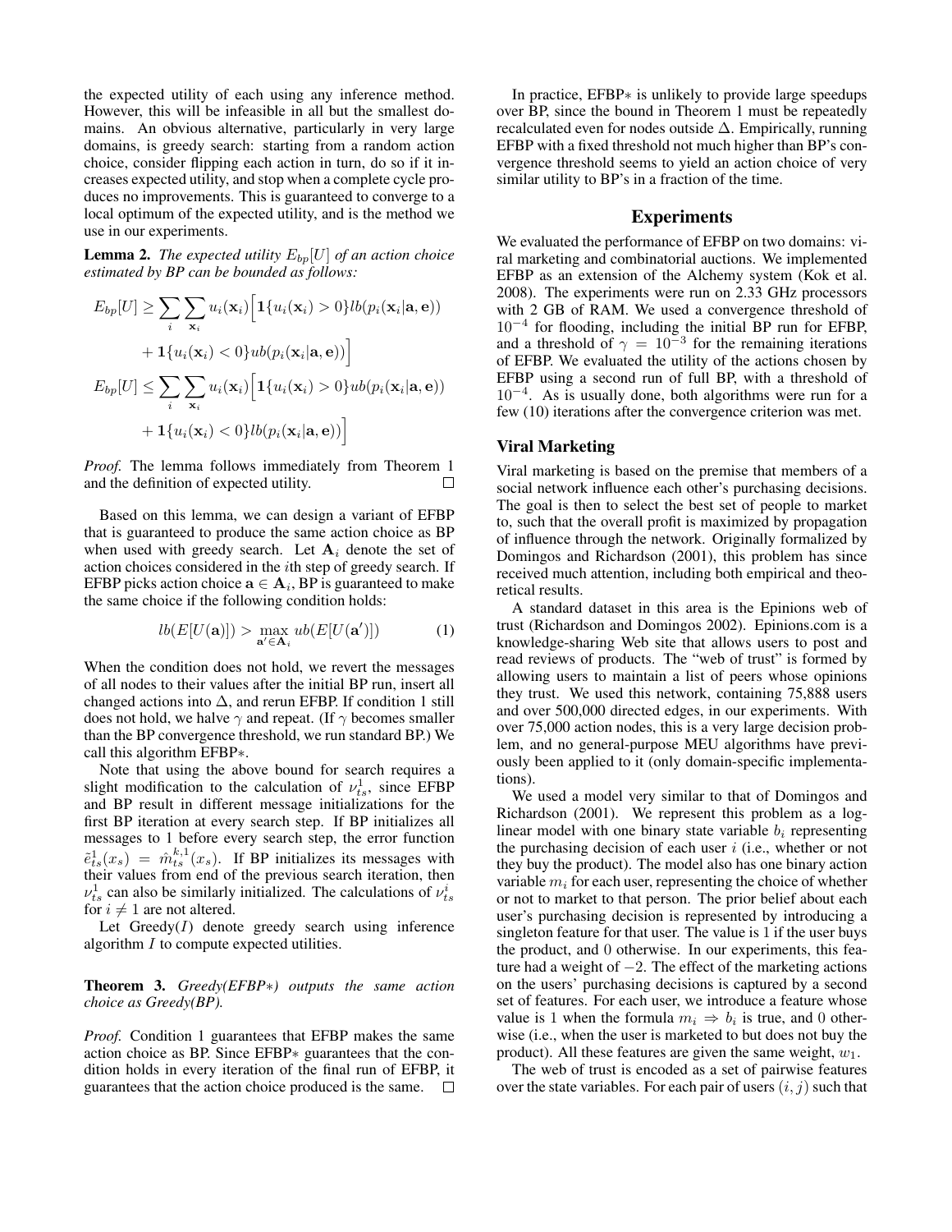the expected utility of each using any inference method. However, this will be infeasible in all but the smallest domains. An obvious alternative, particularly in very large domains, is greedy search: starting from a random action choice, consider flipping each action in turn, do so if it increases expected utility, and stop when a complete cycle produces no improvements. This is guaranteed to converge to a local optimum of the expected utility, and is the method we use in our experiments.

**Lemma 2.** *The expected utility $E_{bp}[U]$ of an action choice estimated by BP can be bounded as follows:*

$$E_{bp}[U] \geq \sum_i \sum_{\mathbf{x}_i} u_i(\mathbf{x}_i) \Big[ \mathbf{1}\{u_i(\mathbf{x}_i) > 0\} lb(p_i(\mathbf{x}_i|\mathbf{a}, \mathbf{e})) + \mathbf{1}\{u_i(\mathbf{x}_i) < 0\} ub(p_i(\mathbf{x}_i|\mathbf{a}, \mathbf{e})) \Big]$$

$$E_{bp}[U] \leq \sum_i \sum_{\mathbf{x}_i} u_i(\mathbf{x}_i) \Big[ \mathbf{1}\{u_i(\mathbf{x}_i) > 0\} ub(p_i(\mathbf{x}_i|\mathbf{a}, \mathbf{e})) + \mathbf{1}\{u_i(\mathbf{x}_i) < 0\} lb(p_i(\mathbf{x}_i|\mathbf{a}, \mathbf{e})) \Big]$$

*Proof.* The lemma follows immediately from Theorem 1 and the definition of expected utility. □

Based on this lemma, we can design a variant of EFBP that is guaranteed to produce the same action choice as BP when used with greedy search. Let $\mathbf{A}_i$ denote the set of action choices considered in the $i$th step of greedy search. If EFBP picks action choice $\mathbf{a} \in \mathbf{A}_i$, BP is guaranteed to make the same choice if the following condition holds:

$$lb(E[U(\mathbf{a})]) > \max_{\mathbf{a}' \in \mathbf{A}_i} ub(E[U(\mathbf{a}')]) \tag{1}$$

When the condition does not hold, we revert the messages of all nodes to their values after the initial BP run, insert all changed actions into $\Delta$, and rerun EFBP. If condition 1 still does not hold, we halve $\gamma$ and repeat. (If $\gamma$ becomes smaller than the BP convergence threshold, we run standard BP.) We call this algorithm EFBP∗.

Note that using the above bound for search requires a slight modification to the calculation of $\nu_{ts}^1$, since EFBP and BP result in different message initializations for the first BP iteration at every search step. If BP initializes all messages to 1 before every search step, the error function $\tilde{e}_{ts}^1(x_s) = \hat{m}_{ts}^{k,1}(x_s)$. If BP initializes its messages with their values from end of the previous search iteration, then $\nu_{ts}^1$ can also be similarly initialized. The calculations of $\nu_{ts}^i$ for $i \neq 1$ are not altered.

Let Greedy($I$) denote greedy search using inference algorithm $I$ to compute expected utilities.

**Theorem 3.** *Greedy(EFBP∗) outputs the same action choice as Greedy(BP).*

*Proof.* Condition 1 guarantees that EFBP makes the same action choice as BP. Since EFBP∗ guarantees that the condition holds in every iteration of the final run of EFBP, it guarantees that the action choice produced is the same. □

In practice, EFBP∗ is unlikely to provide large speedups over BP, since the bound in Theorem 1 must be repeatedly recalculated even for nodes outside $\Delta$. Empirically, running EFBP with a fixed threshold not much higher than BP's convergence threshold seems to yield an action choice of very similar utility to BP's in a fraction of the time.

## Experiments

We evaluated the performance of EFBP on two domains: viral marketing and combinatorial auctions. We implemented EFBP as an extension of the Alchemy system (Kok et al. 2008). The experiments were run on 2.33 GHz processors with 2 GB of RAM. We used a convergence threshold of $10^{-4}$ for flooding, including the initial BP run for EFBP, and a threshold of $\gamma = 10^{-3}$ for the remaining iterations of EFBP. We evaluated the utility of the actions chosen by EFBP using a second run of full BP, with a threshold of $10^{-4}$. As is usually done, both algorithms were run for a few (10) iterations after the convergence criterion was met.

### Viral Marketing

Viral marketing is based on the premise that members of a social network influence each other's purchasing decisions. The goal is then to select the best set of people to market to, such that the overall profit is maximized by propagation of influence through the network. Originally formalized by Domingos and Richardson (2001), this problem has since received much attention, including both empirical and theoretical results.

A standard dataset in this area is the Epinions web of trust (Richardson and Domingos 2002). Epinions.com is a knowledge-sharing Web site that allows users to post and read reviews of products. The "web of trust" is formed by allowing users to maintain a list of peers whose opinions they trust. We used this network, containing 75,888 users and over 500,000 directed edges, in our experiments. With over 75,000 action nodes, this is a very large decision problem, and no general-purpose MEU algorithms have previously been applied to it (only domain-specific implementations).

We used a model very similar to that of Domingos and Richardson (2001). We represent this problem as a log-linear model with one binary state variable $b_i$ representing the purchasing decision of each user $i$ (i.e., whether or not they buy the product). The model also has one binary action variable $m_i$ for each user, representing the choice of whether or not to market to that person. The prior belief about each user's purchasing decision is represented by introducing a singleton feature for that user. The value is 1 if the user buys the product, and 0 otherwise. In our experiments, this feature had a weight of $-2$. The effect of the marketing actions on the users' purchasing decisions is captured by a second set of features. For each user, we introduce a feature whose value is 1 when the formula $m_i \Rightarrow b_i$ is true, and 0 otherwise (i.e., when the user is marketed to but does not buy the product). All these features are given the same weight, $w_1$.

The web of trust is encoded as a set of pairwise features over the state variables. For each pair of users $(i, j)$ such that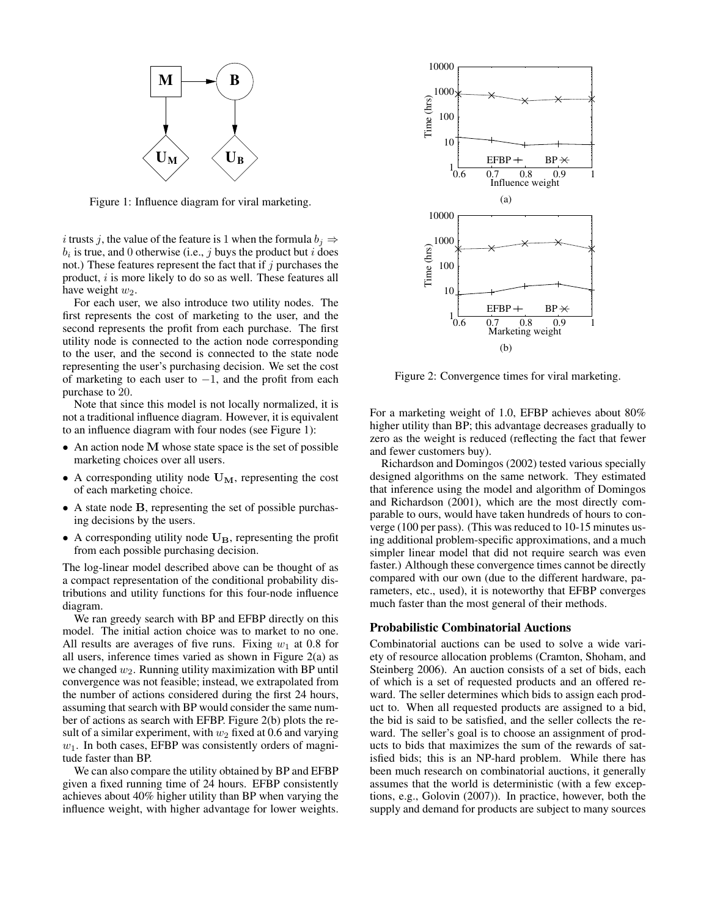Figure 1: Influence diagram for viral marketing.

$i$ trusts $j$, the value of the feature is 1 when the formula $b_j \Rightarrow b_i$ is true, and 0 otherwise (i.e., $j$ buys the product but $i$ does not.) These features represent the fact that if $j$ purchases the product, $i$ is more likely to do so as well. These features all have weight $w_2$.

For each user, we also introduce two utility nodes. The first represents the cost of marketing to the user, and the second represents the profit from each purchase. The first utility node is connected to the action node corresponding to the user, and the second is connected to the state node representing the user's purchasing decision. We set the cost of marketing to each user to $-1$, and the profit from each purchase to 20.

Note that since this model is not locally normalized, it is not a traditional influence diagram. However, it is equivalent to an influence diagram with four nodes (see Figure 1):

- An action node $\mathbf{M}$ whose state space is the set of possible marketing choices over all users.
- A corresponding utility node $\mathbf{U_M}$, representing the cost of each marketing choice.
- A state node $\mathbf{B}$, representing the set of possible purchasing decisions by the users.
- A corresponding utility node $\mathbf{U_B}$, representing the profit from each possible purchasing decision.

The log-linear model described above can be thought of as a compact representation of the conditional probability distributions and utility functions for this four-node influence diagram.

We ran greedy search with BP and EFBP directly on this model. The initial action choice was to market to no one. All results are averages of five runs. Fixing $w_1$ at 0.8 for all users, inference times varied as shown in Figure 2(a) as we changed $w_2$. Running utility maximization with BP until convergence was not feasible; instead, we extrapolated from the number of actions considered during the first 24 hours, assuming that search with BP would consider the same number of actions as search with EFBP. Figure 2(b) plots the result of a similar experiment, with $w_2$ fixed at 0.6 and varying $w_1$. In both cases, EFBP was consistently orders of magnitude faster than BP.

We can also compare the utility obtained by BP and EFBP given a fixed running time of 24 hours. EFBP consistently achieves about 40% higher utility than BP when varying the influence weight, with higher advantage for lower weights.

Figure 2: Convergence times for viral marketing.

For a marketing weight of 1.0, EFBP achieves about 80% higher utility than BP; this advantage decreases gradually to zero as the weight is reduced (reflecting the fact that fewer and fewer customers buy).

Richardson and Domingos (2002) tested various specially designed algorithms on the same network. They estimated that inference using the model and algorithm of Domingos and Richardson (2001), which are the most directly comparable to ours, would have taken hundreds of hours to converge (100 per pass). (This was reduced to 10-15 minutes using additional problem-specific approximations, and a much simpler linear model that did not require search was even faster.) Although these convergence times cannot be directly compared with our own (due to the different hardware, parameters, etc., used), it is noteworthy that EFBP converges much faster than the most general of their methods.

## Probabilistic Combinatorial Auctions

Combinatorial auctions can be used to solve a wide variety of resource allocation problems (Cramton, Shoham, and Steinberg 2006). An auction consists of a set of bids, each of which is a set of requested products and an offered reward. The seller determines which bids to assign each product to. When all requested products are assigned to a bid, the bid is said to be satisfied, and the seller collects the reward. The seller's goal is to choose an assignment of products to bids that maximizes the sum of the rewards of satisfied bids; this is an NP-hard problem. While there has been much research on combinatorial auctions, it generally assumes that the world is deterministic (with a few exceptions, e.g., Golovin (2007)). In practice, however, both the supply and demand for products are subject to many sources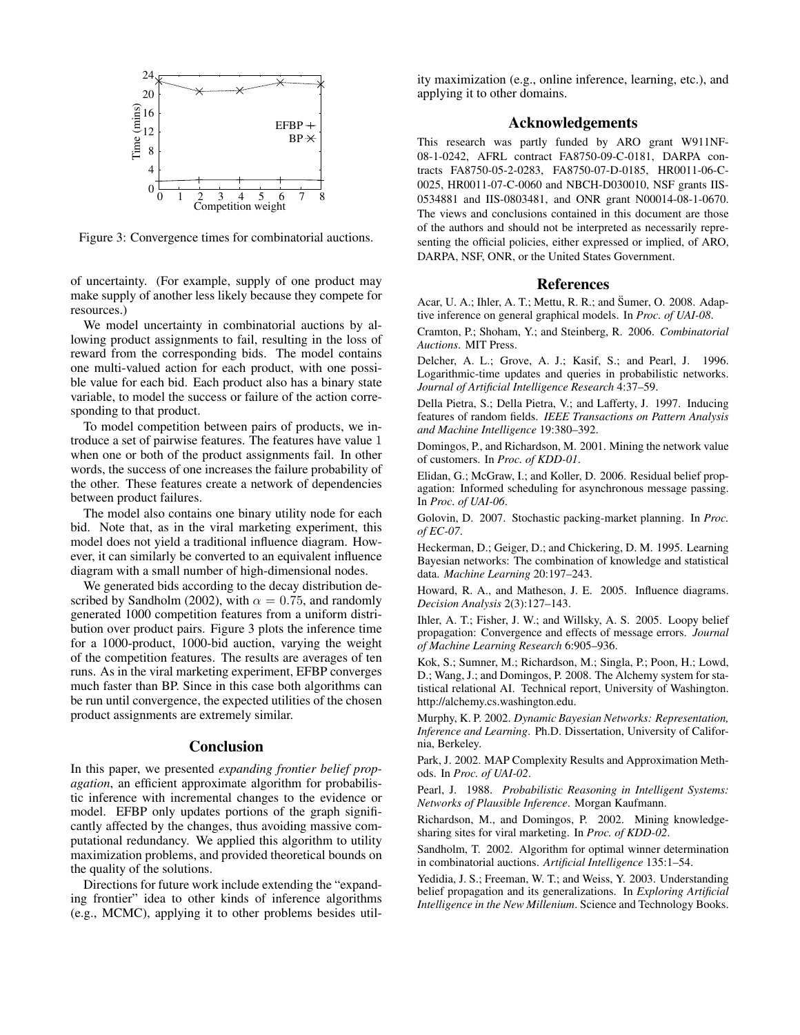24
20
16
12
8
4
0
Time (mins)
0 1 2 3 4 5 6 7 8
Competition weight
EFBP
BP

Figure 3: Convergence times for combinatorial auctions.

of uncertainty. (For example, supply of one product may make supply of another less likely because they compete for resources.)

We model uncertainty in combinatorial auctions by allowing product assignments to fail, resulting in the loss of reward from the corresponding bids. The model contains one multi-valued action for each product, with one possible value for each bid. Each product also has a binary state variable, to model the success or failure of the action corresponding to that product.

To model competition between pairs of products, we introduce a set of pairwise features. The features have value 1 when one or both of the product assignments fail. In other words, the success of one increases the failure probability of the other. These features create a network of dependencies between product failures.

The model also contains one binary utility node for each bid. Note that, as in the viral marketing experiment, this model does not yield a traditional influence diagram. However, it can similarly be converted to an equivalent influence diagram with a small number of high-dimensional nodes.

We generated bids according to the decay distribution described by Sandholm (2002), with $\alpha = 0.75$, and randomly generated 1000 competition features from a uniform distribution over product pairs. Figure 3 plots the inference time for a 1000-product, 1000-bid auction, varying the weight of the competition features. The results are averages of ten runs. As in the viral marketing experiment, EFBP converges much faster than BP. Since in this case both algorithms can be run until convergence, the expected utilities of the chosen product assignments are extremely similar.

## Conclusion

In this paper, we presented *expanding frontier belief propagation*, an efficient approximate algorithm for probabilistic inference with incremental changes to the evidence or model. EFBP only updates portions of the graph significantly affected by the changes, thus avoiding massive computational redundancy. We applied this algorithm to utility maximization problems, and provided theoretical bounds on the quality of the solutions.

Directions for future work include extending the "expanding frontier" idea to other kinds of inference algorithms (e.g., MCMC), applying it to other problems besides utility maximization (e.g., online inference, learning, etc.), and applying it to other domains.

## Acknowledgements

This research was partly funded by ARO grant W911NF-08-1-0242, AFRL contract FA8750-09-C-0181, DARPA contracts FA8750-05-2-0283, FA8750-07-D-0185, HR0011-06-C-0025, HR0011-07-C-0060 and NBCH-D030010, NSF grants IIS-0534881 and IIS-0803481, and ONR grant N00014-08-1-0670. The views and conclusions contained in this document are those of the authors and should not be interpreted as necessarily representing the official policies, either expressed or implied, of ARO, DARPA, NSF, ONR, or the United States Government.

## References

Acar, U. A.; Ihler, A. T.; Mettu, R. R.; and Šumer, O. 2008. Adaptive inference on general graphical models. In *Proc. of UAI-08*.

Cramton, P.; Shoham, Y.; and Steinberg, R. 2006. *Combinatorial Auctions*. MIT Press.

Delcher, A. L.; Grove, A. J.; Kasif, S.; and Pearl, J. 1996. Logarithmic-time updates and queries in probabilistic networks. *Journal of Artificial Intelligence Research* 4:37–59.

Della Pietra, S.; Della Pietra, V.; and Lafferty, J. 1997. Inducing features of random fields. *IEEE Transactions on Pattern Analysis and Machine Intelligence* 19:380–392.

Domingos, P., and Richardson, M. 2001. Mining the network value of customers. In *Proc. of KDD-01*.

Elidan, G.; McGraw, I.; and Koller, D. 2006. Residual belief propagation: Informed scheduling for asynchronous message passing. In *Proc. of UAI-06*.

Golovin, D. 2007. Stochastic packing-market planning. In *Proc. of EC-07*.

Heckerman, D.; Geiger, D.; and Chickering, D. M. 1995. Learning Bayesian networks: The combination of knowledge and statistical data. *Machine Learning* 20:197–243.

Howard, R. A., and Matheson, J. E. 2005. Influence diagrams. *Decision Analysis* 2(3):127–143.

Ihler, A. T.; Fisher, J. W.; and Willsky, A. S. 2005. Loopy belief propagation: Convergence and effects of message errors. *Journal of Machine Learning Research* 6:905–936.

Kok, S.; Sumner, M.; Richardson, M.; Singla, P.; Poon, H.; Lowd, D.; Wang, J.; and Domingos, P. 2008. The Alchemy system for statistical relational AI. Technical report, University of Washington. http://alchemy.cs.washington.edu.

Murphy, K. P. 2002. *Dynamic Bayesian Networks: Representation, Inference and Learning*. Ph.D. Dissertation, University of California, Berkeley.

Park, J. 2002. MAP Complexity Results and Approximation Methods. In *Proc. of UAI-02*.

Pearl, J. 1988. *Probabilistic Reasoning in Intelligent Systems: Networks of Plausible Inference*. Morgan Kaufmann.

Richardson, M., and Domingos, P. 2002. Mining knowledge-sharing sites for viral marketing. In *Proc. of KDD-02*.

Sandholm, T. 2002. Algorithm for optimal winner determination in combinatorial auctions. *Artificial Intelligence* 135:1–54.

Yedidia, J. S.; Freeman, W. T.; and Weiss, Y. 2003. Understanding belief propagation and its generalizations. In *Exploring Artificial Intelligence in the New Millenium*. Science and Technology Books.